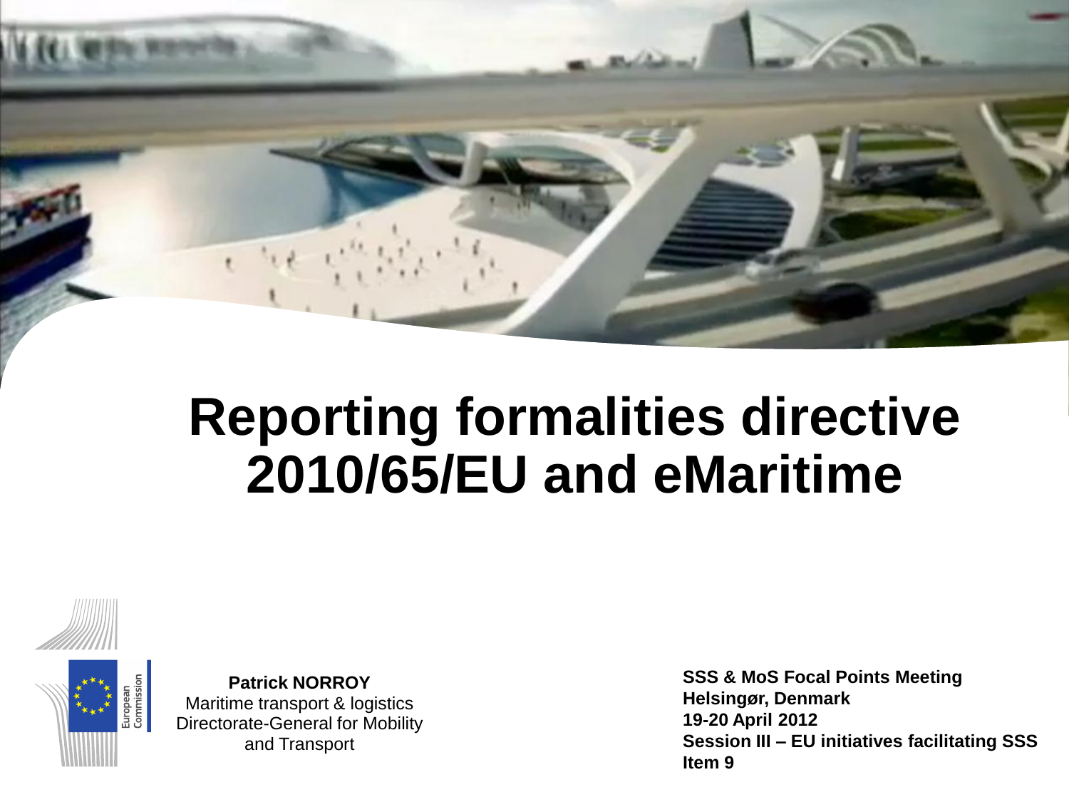# Reporting formalities directive 2010/65/EU and eMaritime

European Commission

**Patrick NORROY**
Maritime transport & logistics
Directorate-General for Mobility and Transport

**SSS & MoS Focal Points Meeting**
**Helsingør, Denmark**
**19-20 April 2012**
**Session III – EU initiatives facilitating SSS**
**Item 9**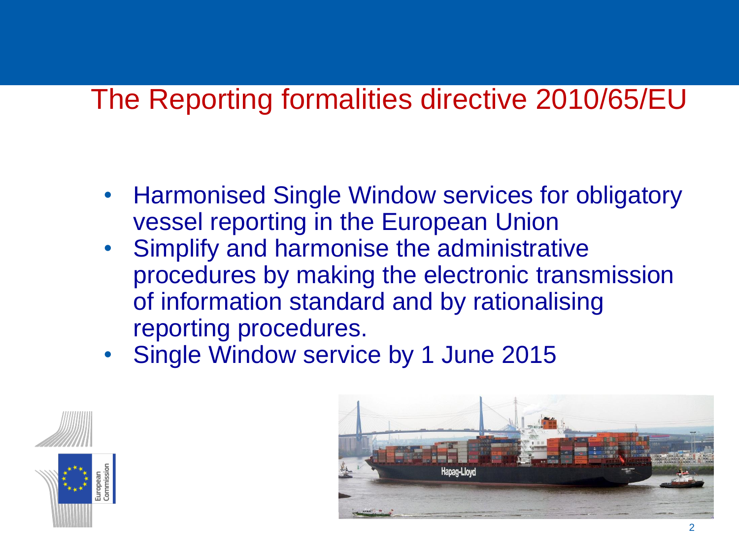# The Reporting formalities directive 2010/65/EU

- Harmonised Single Window services for obligatory vessel reporting in the European Union
- Simplify and harmonise the administrative procedures by making the electronic transmission of information standard and by rationalising reporting procedures.
- Single Window service by 1 June 2015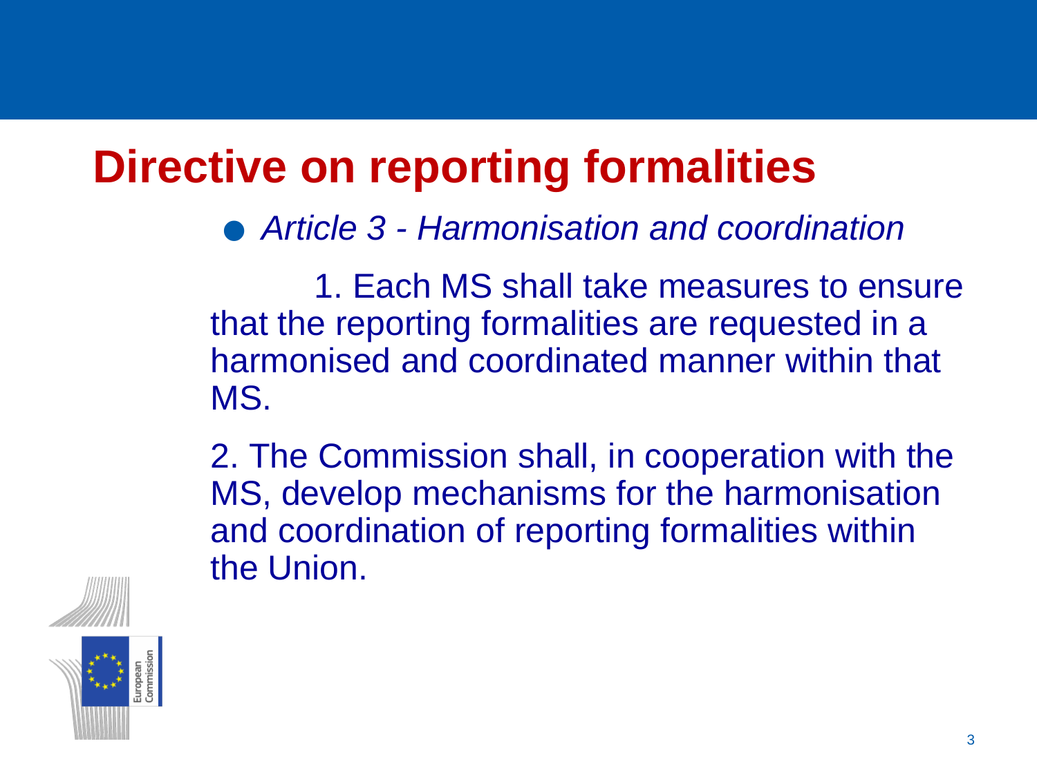# Directive on reporting formalities

- *Article 3 - Harmonisation and coordination*

1. Each MS shall take measures to ensure that the reporting formalities are requested in a harmonised and coordinated manner within that MS.

2. The Commission shall, in cooperation with the MS, develop mechanisms for the harmonisation and coordination of reporting formalities within the Union.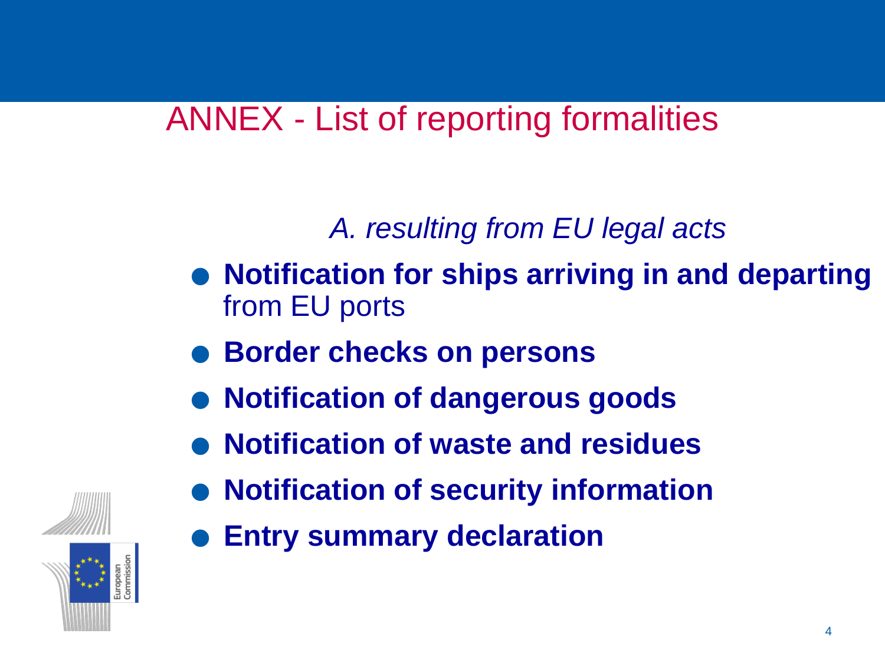# ANNEX - List of reporting formalities

*A. resulting from EU legal acts*

- **Notification for ships arriving in and departing** from EU ports
- **Border checks on persons**
- **Notification of dangerous goods**
- **Notification of waste and residues**
- **Notification of security information**
- **Entry summary declaration**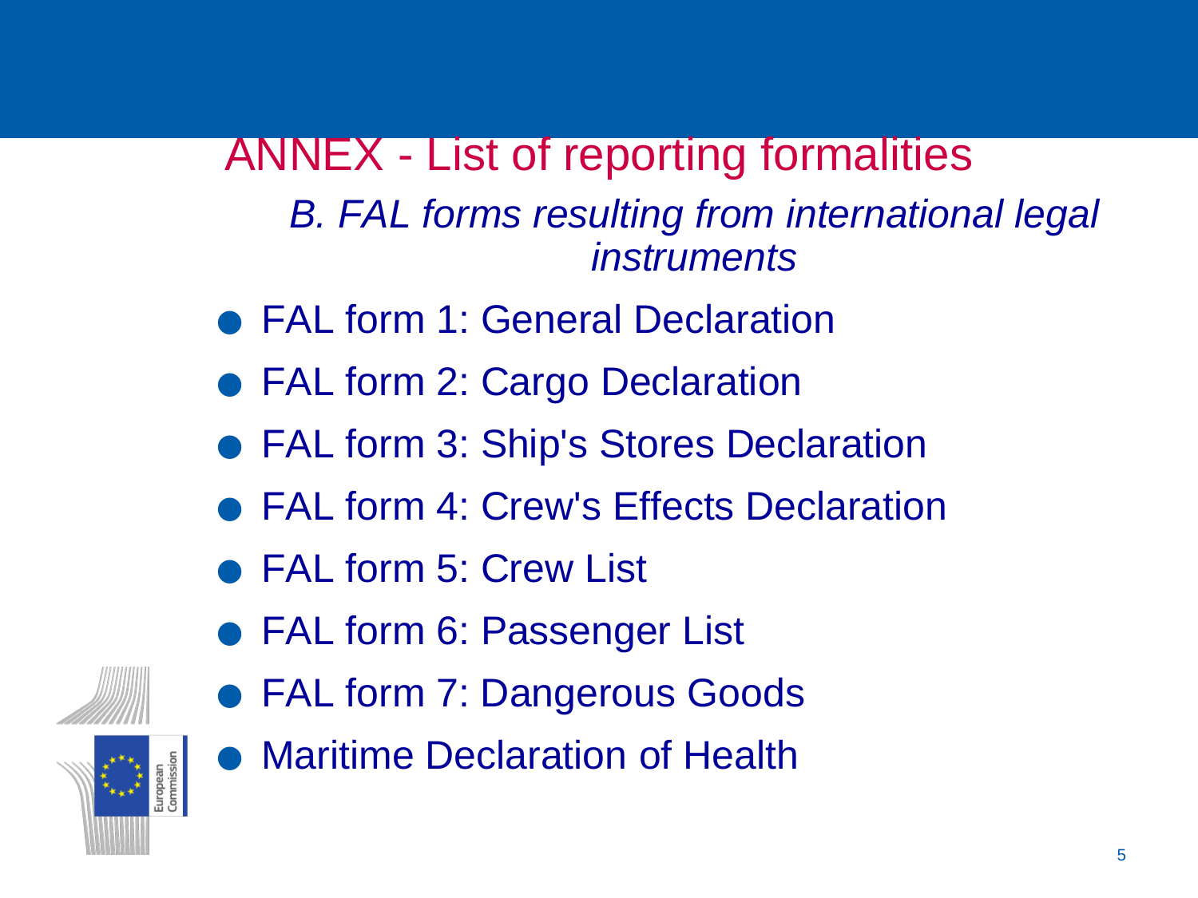# ANNEX - List of reporting formalities

## *B. FAL forms resulting from international legal instruments*

- FAL form 1: General Declaration
- FAL form 2: Cargo Declaration
- FAL form 3: Ship's Stores Declaration
- FAL form 4: Crew's Effects Declaration
- FAL form 5: Crew List
- FAL form 6: Passenger List
- FAL form 7: Dangerous Goods
- Maritime Declaration of Health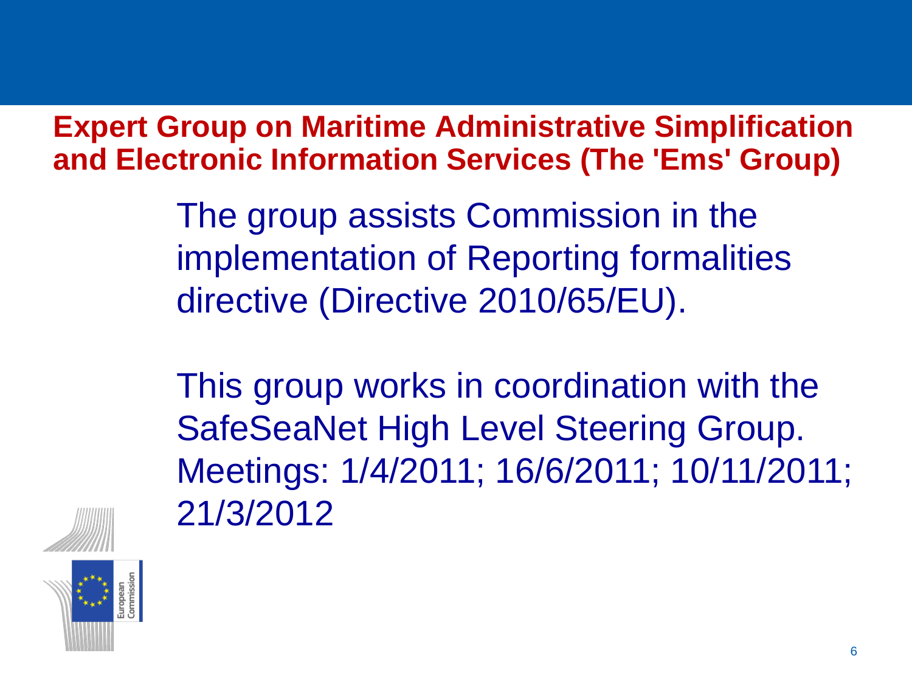## Expert Group on Maritime Administrative Simplification and Electronic Information Services (The 'Ems' Group)

The group assists Commission in the implementation of Reporting formalities directive (Directive 2010/65/EU).

This group works in coordination with the SafeSeaNet High Level Steering Group.
Meetings: 1/4/2011; 16/6/2011; 10/11/2011; 21/3/2012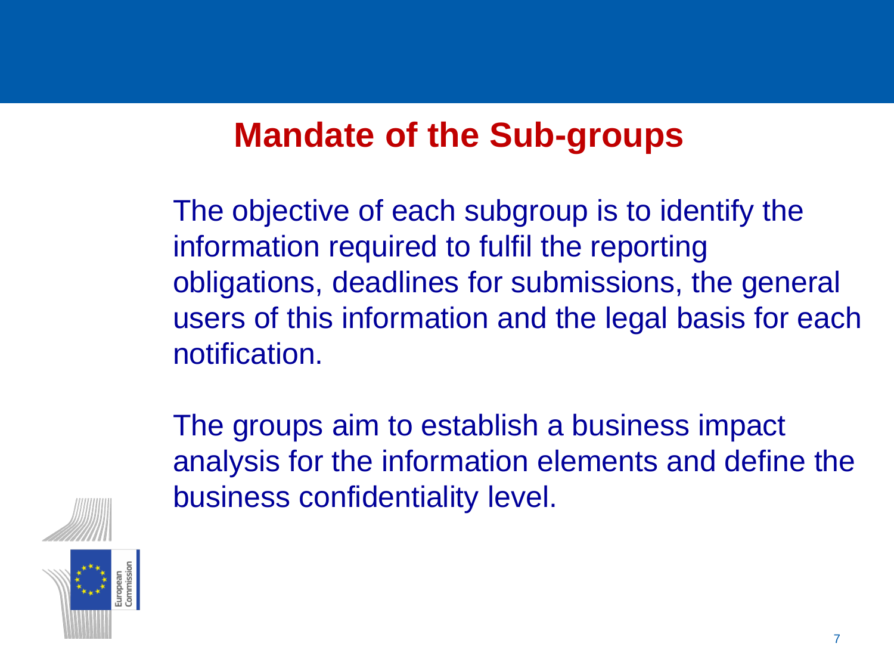# Mandate of the Sub-groups

The objective of each subgroup is to identify the information required to fulfil the reporting obligations, deadlines for submissions, the general users of this information and the legal basis for each notification.

The groups aim to establish a business impact analysis for the information elements and define the business confidentiality level.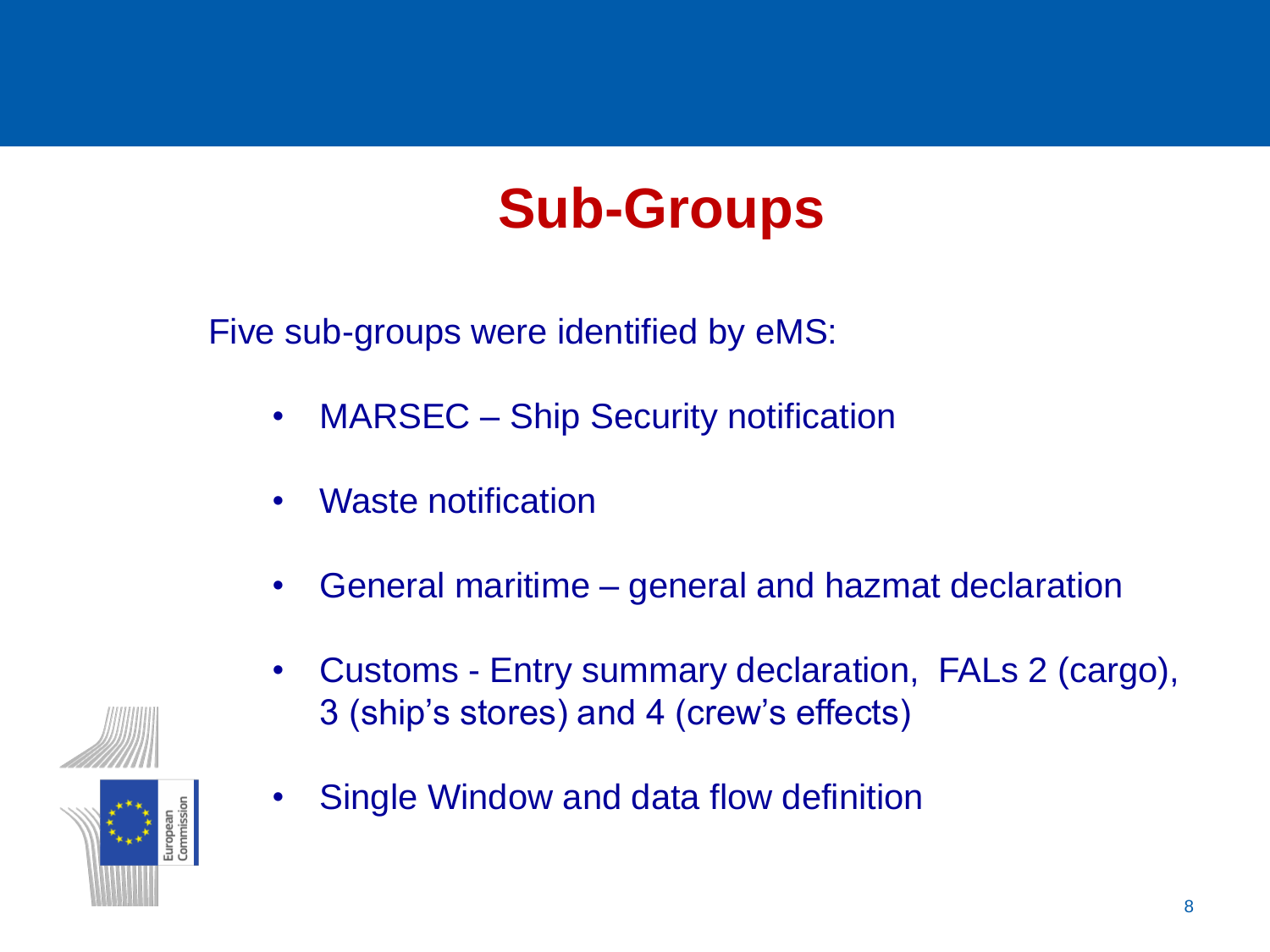# Sub-Groups

Five sub-groups were identified by eMS:

- MARSEC – Ship Security notification
- Waste notification
- General maritime – general and hazmat declaration
- Customs - Entry summary declaration, FALs 2 (cargo), 3 (ship's stores) and 4 (crew's effects)
- Single Window and data flow definition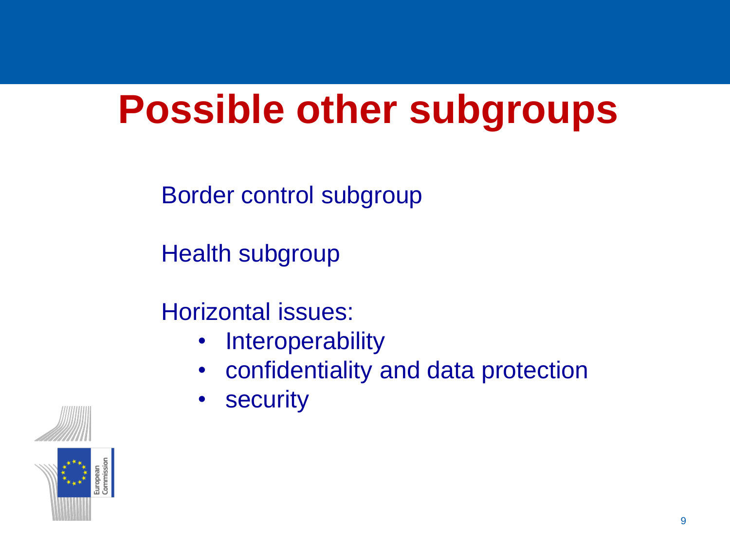# Possible other subgroups

Border control subgroup

Health subgroup

Horizontal issues:

- Interoperability
- confidentiality and data protection
- security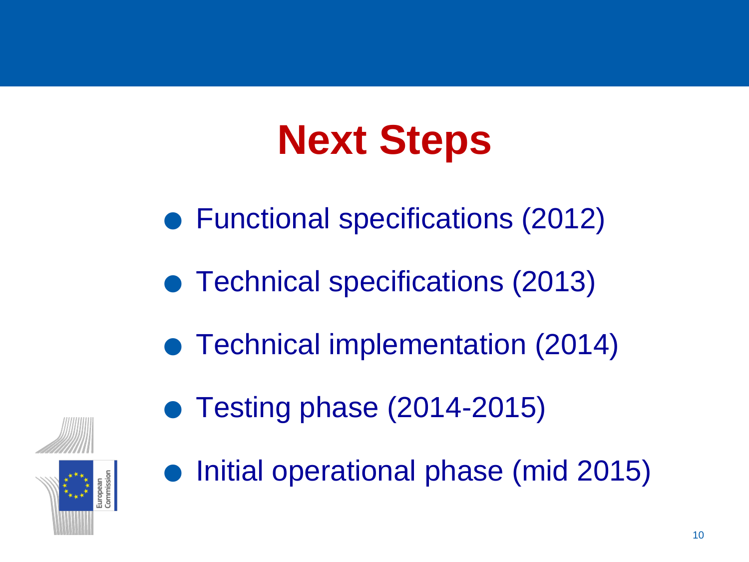# Next Steps

- Functional specifications (2012)
- Technical specifications (2013)
- Technical implementation (2014)
- Testing phase (2014-2015)
- Initial operational phase (mid 2015)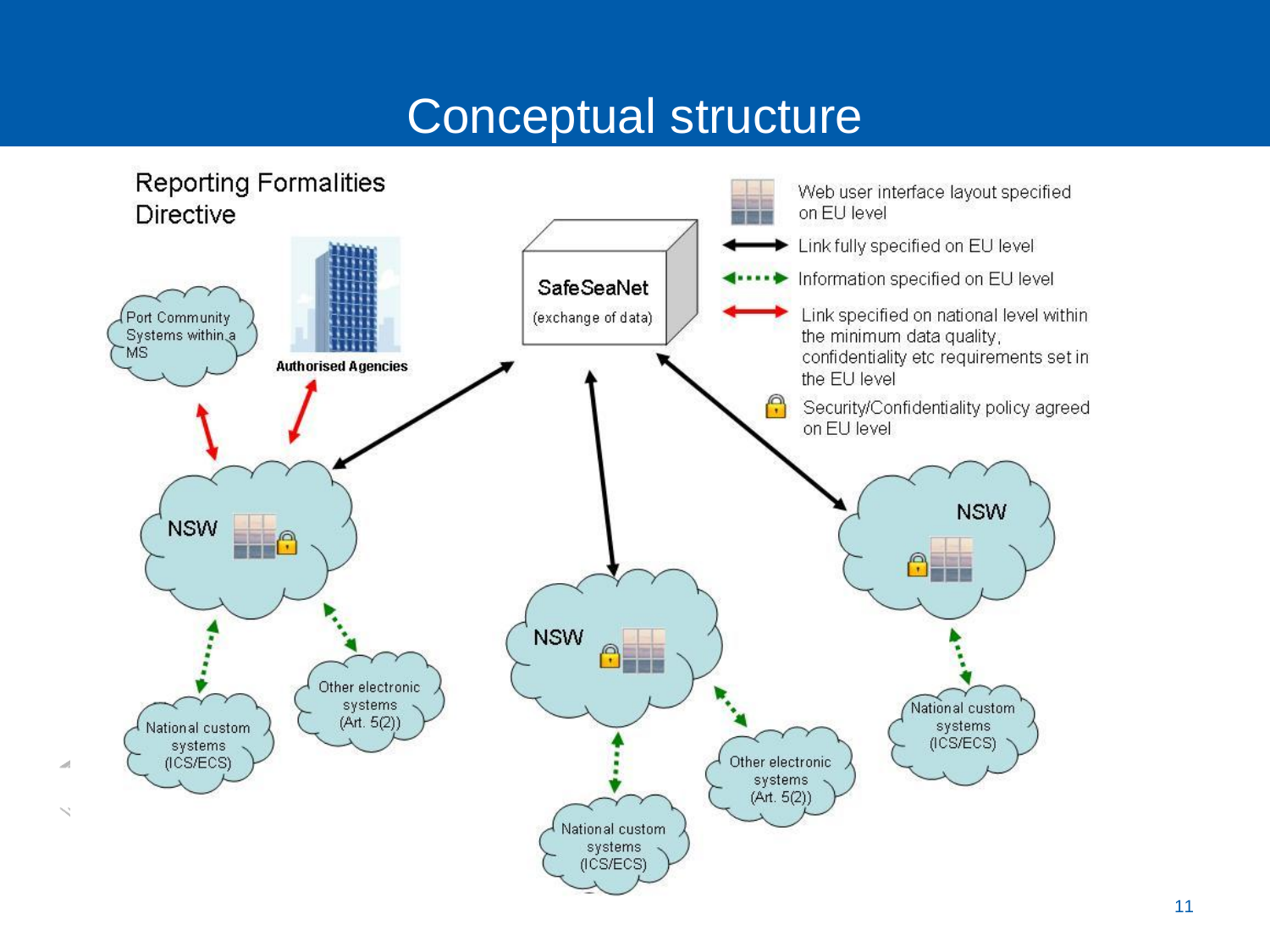# Conceptual structure

Reporting Formalities Directive

SafeSeaNet
(exchange of data)

Web user interface layout specified on EU level

Link fully specified on EU level

Information specified on EU level

Link specified on national level within the minimum data quality, confidentiality etc requirements set in the EU level

Security/Confidentiality policy agreed on EU level

Port Community Systems within a MS

Authorised Agencies

NSW

National custom systems (ICS/ECS)

Other electronic systems (Art. 5(2))

NSW

National custom systems (ICS/ECS)

Other electronic systems (Art. 5(2))

NSW

National custom systems (ICS/ECS)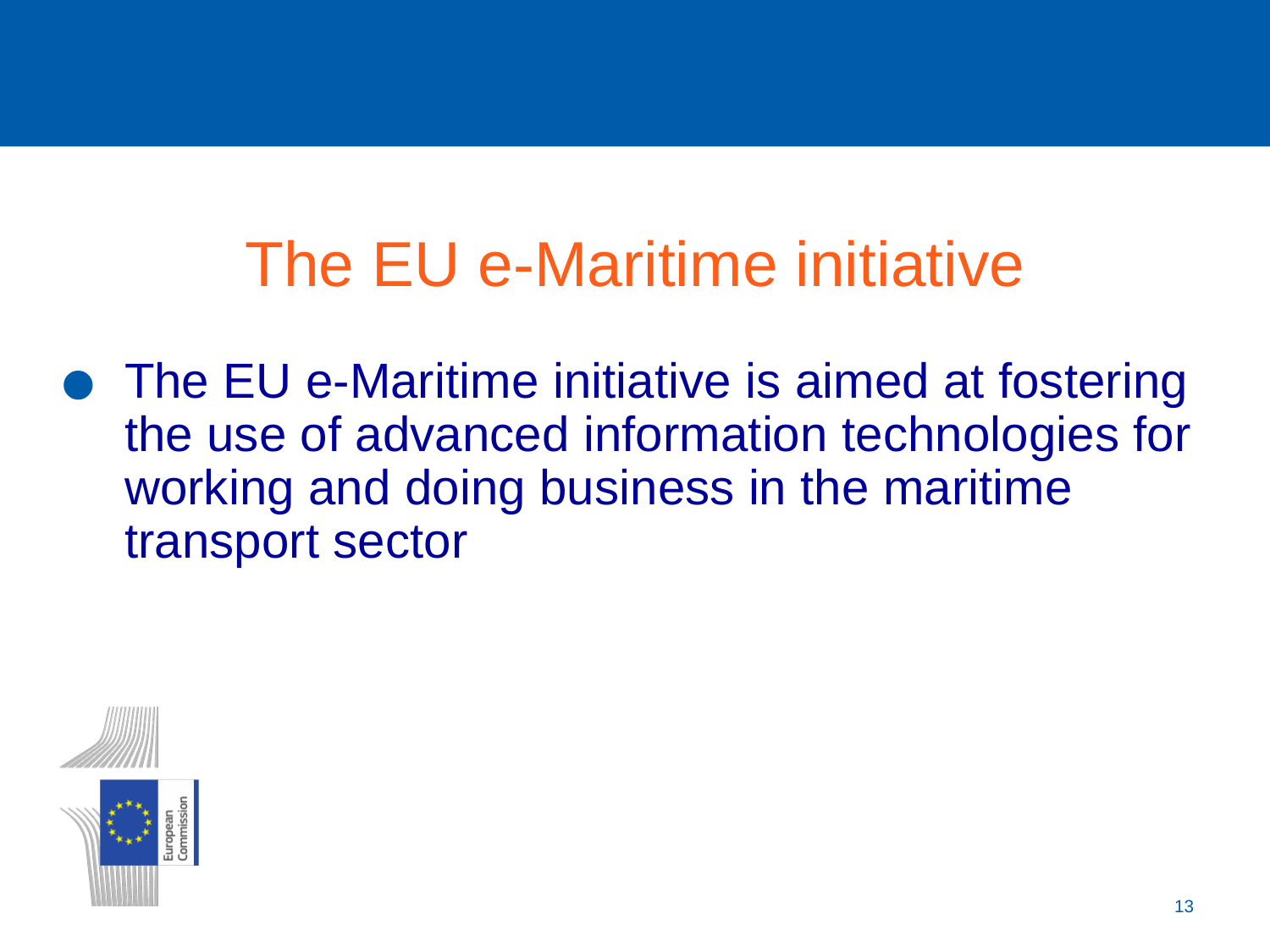# The EU e-Maritime initiative

- The EU e-Maritime initiative is aimed at fostering the use of advanced information technologies for working and doing business in the maritime transport sector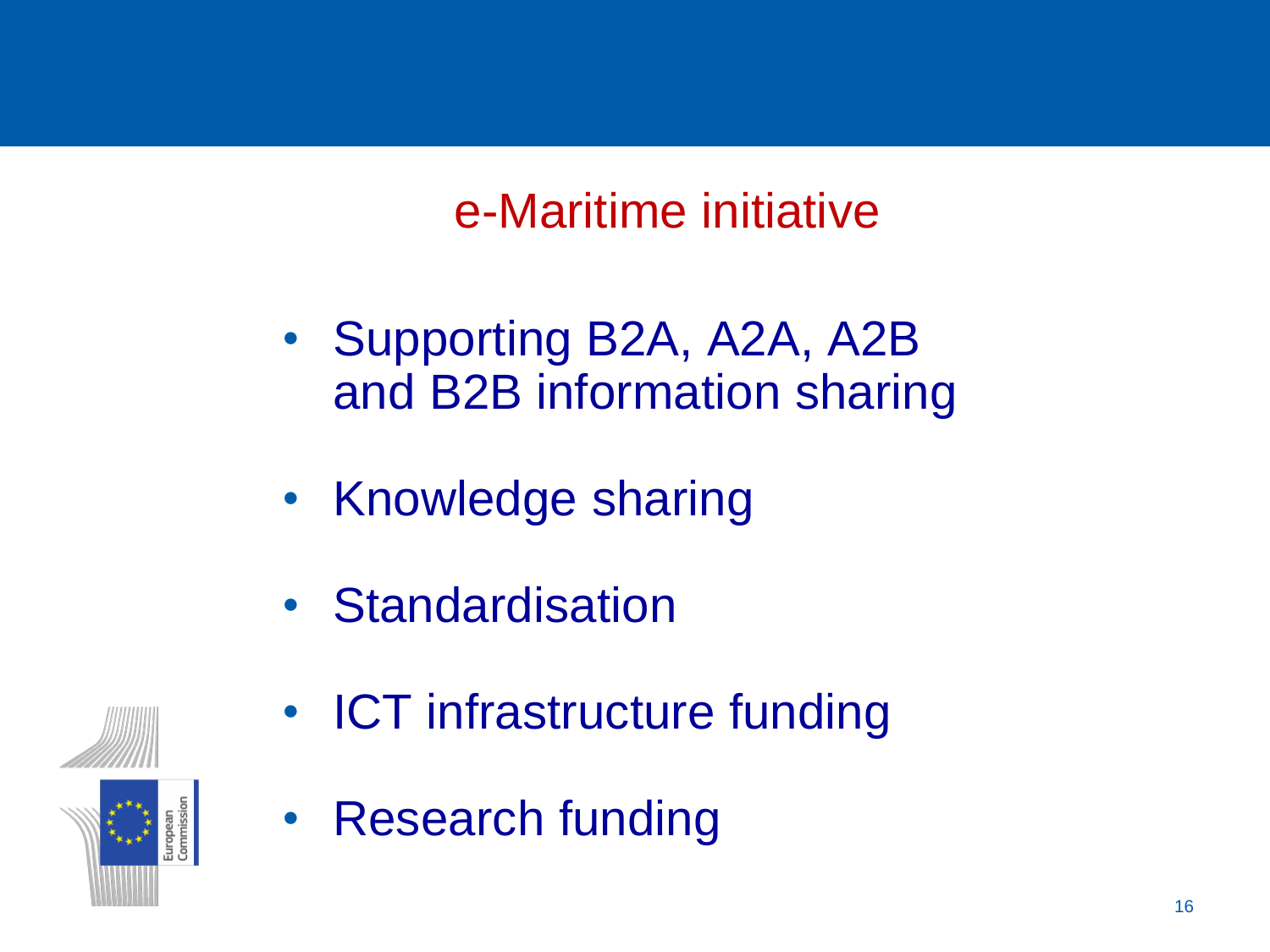# e-Maritime initiative

- Supporting B2A, A2A, A2B and B2B information sharing
- Knowledge sharing
- Standardisation
- ICT infrastructure funding
- Research funding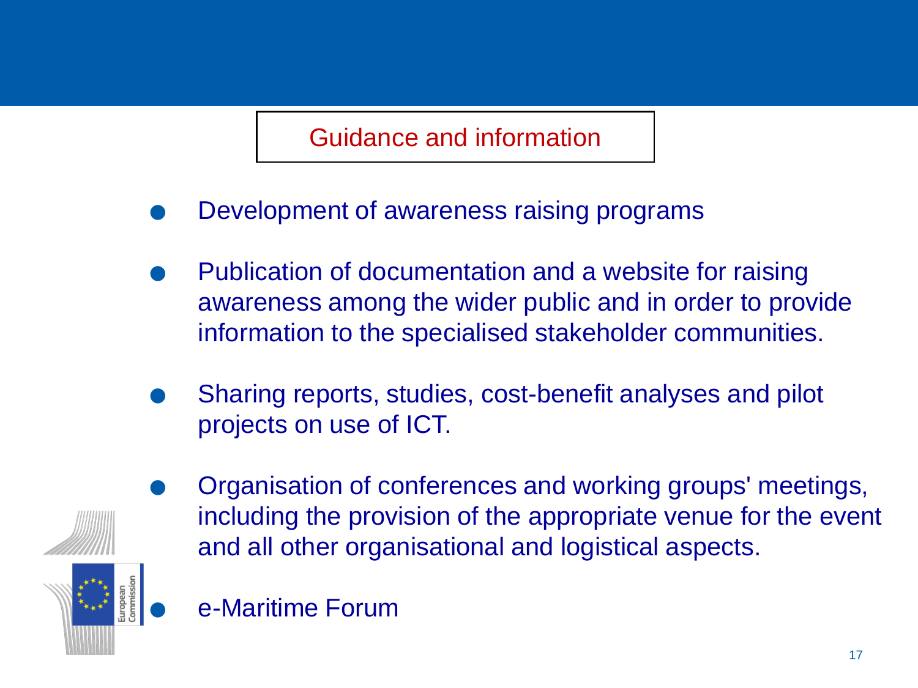## Guidance and information

- Development of awareness raising programs
- Publication of documentation and a website for raising awareness among the wider public and in order to provide information to the specialised stakeholder communities.
- Sharing reports, studies, cost-benefit analyses and pilot projects on use of ICT.
- Organisation of conferences and working groups' meetings, including the provision of the appropriate venue for the event and all other organisational and logistical aspects.
- e-Maritime Forum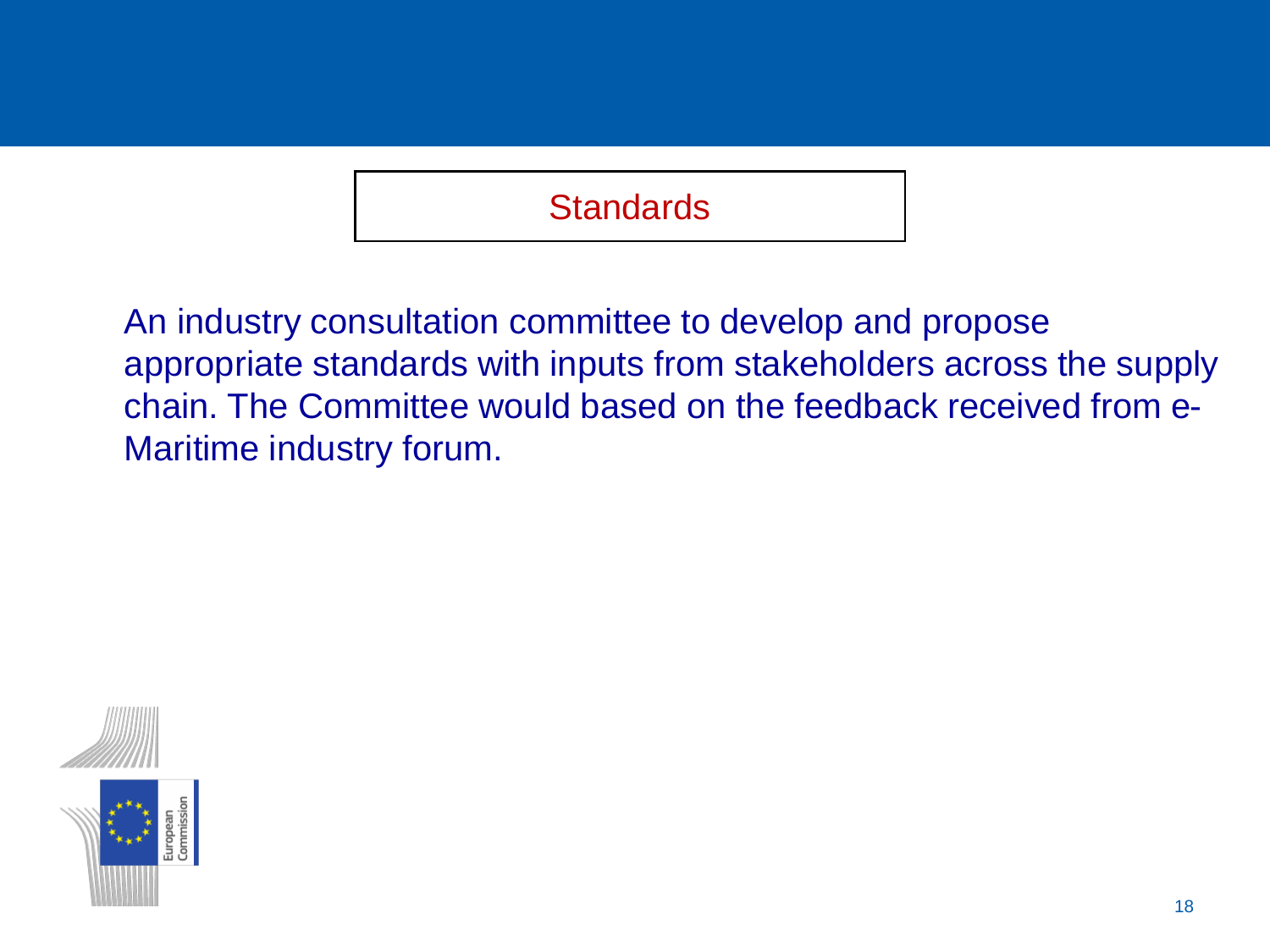## Standards

An industry consultation committee to develop and propose appropriate standards with inputs from stakeholders across the supply chain. The Committee would based on the feedback received from e-Maritime industry forum.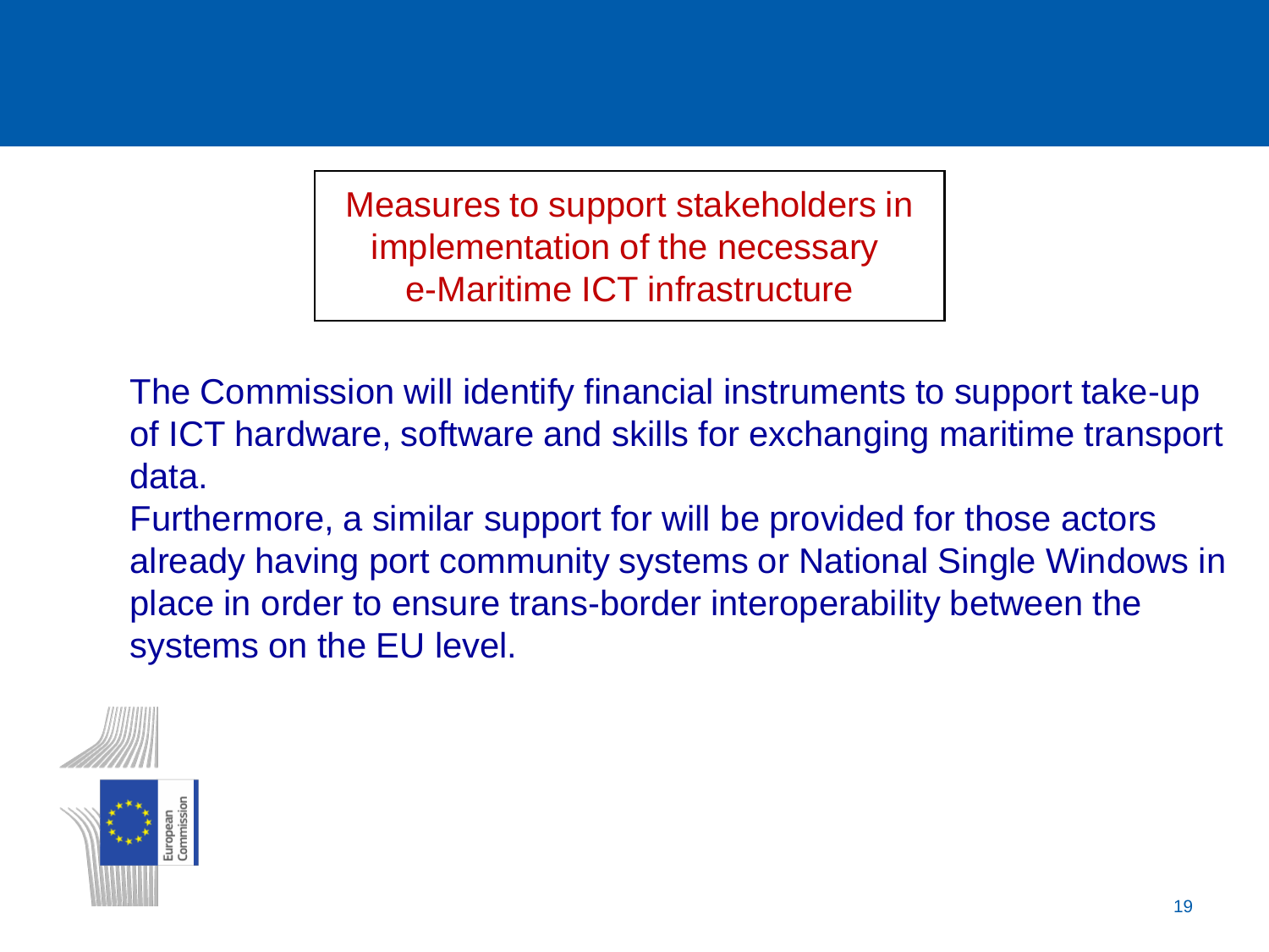## Measures to support stakeholders in implementation of the necessary e-Maritime ICT infrastructure

The Commission will identify financial instruments to support take-up of ICT hardware, software and skills for exchanging maritime transport data.

Furthermore, a similar support for will be provided for those actors already having port community systems or National Single Windows in place in order to ensure trans-border interoperability between the systems on the EU level.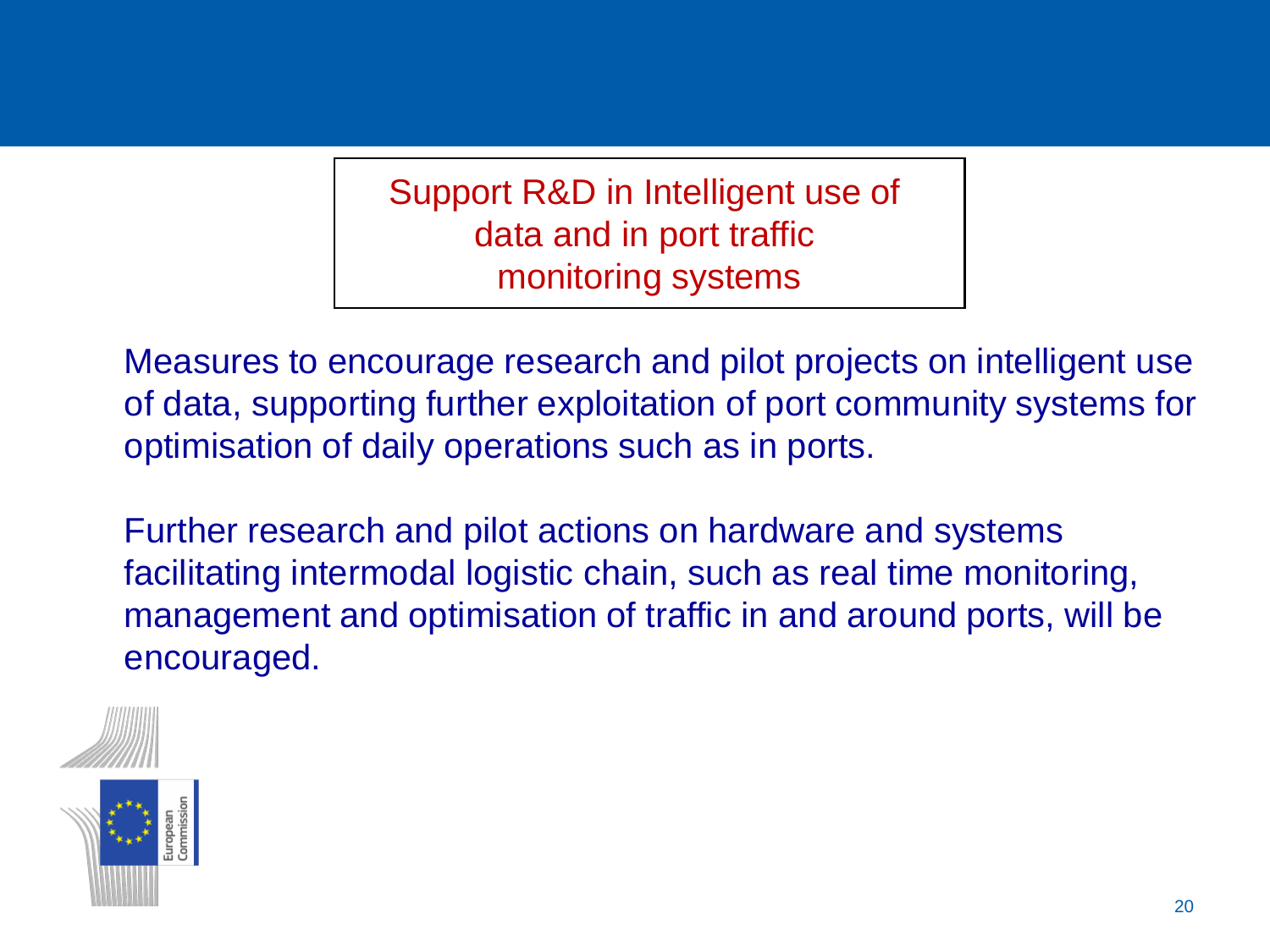## Support R&D in Intelligent use of data and in port traffic monitoring systems

Measures to encourage research and pilot projects on intelligent use of data, supporting further exploitation of port community systems for optimisation of daily operations such as in ports.

Further research and pilot actions on hardware and systems facilitating intermodal logistic chain, such as real time monitoring, management and optimisation of traffic in and around ports, will be encouraged.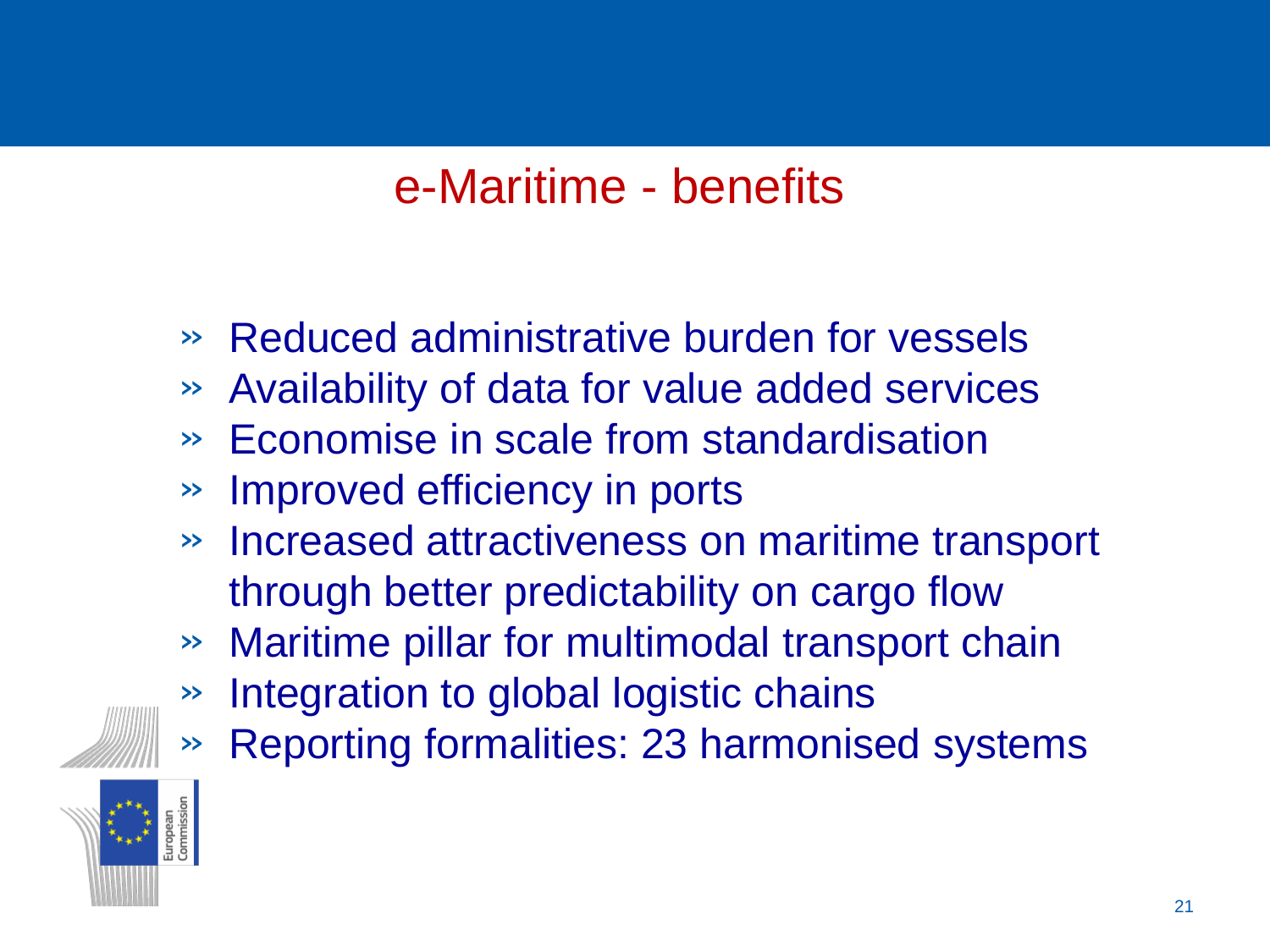# e-Maritime - benefits

- Reduced administrative burden for vessels
- Availability of data for value added services
- Economise in scale from standardisation
- Improved efficiency in ports
- Increased attractiveness on maritime transport through better predictability on cargo flow
- Maritime pillar for multimodal transport chain
- Integration to global logistic chains
- Reporting formalities: 23 harmonised systems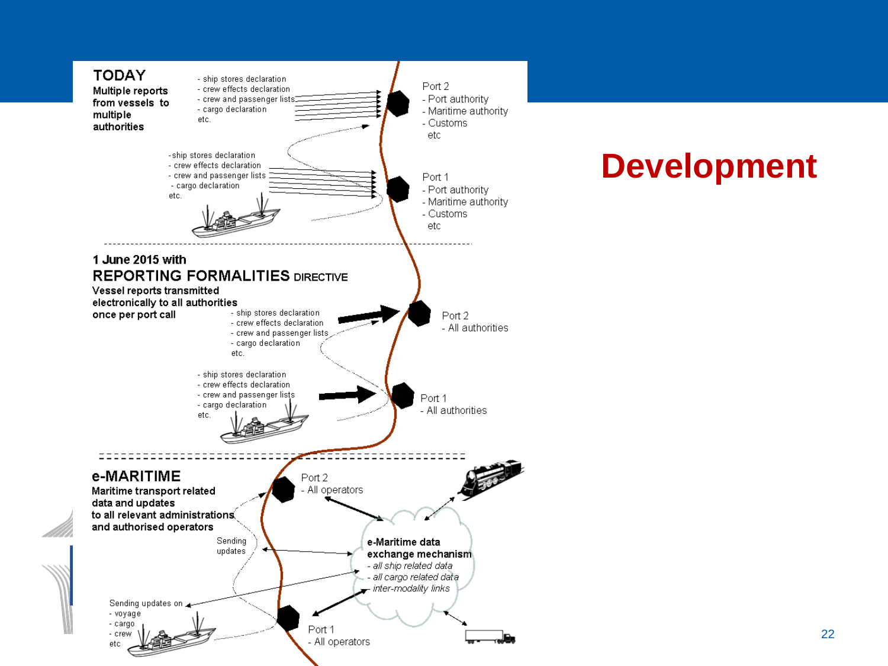# Development

## TODAY

**Multiple reports from vessels to multiple authorities**

- ship stores declaration
- crew effects declaration
- crew and passenger lists
- cargo declaration

etc.

Port 2
- Port authority
- Maritime authority
- Customs

etc

- ship stores declaration
- crew effects declaration
- crew and passenger lists
- cargo declaration

etc.

Port 1
- Port authority
- Maritime authority
- Customs

etc

## 1 June 2015 with REPORTING FORMALITIES DIRECTIVE

**Vessel reports transmitted electronically to all authorities once per port call**

- ship stores declaration
- crew effects declaration
- crew and passenger lists
- cargo declaration

etc.

Port 2
- All authorities

- ship stores declaration
- crew effects declaration
- crew and passenger lists
- cargo declaration

etc.

Port 1
- All authorities

## e-MARITIME

**Maritime transport related data and updates to all relevant administrations and authorised operators**

Port 2
- All operators

Sending updates

**e-Maritime data exchange mechanism**
- *all ship related data*
- *all cargo related data*
- *inter-modality links*

Sending updates on
- voyage
- cargo
- crew

etc

Port 1
- All operators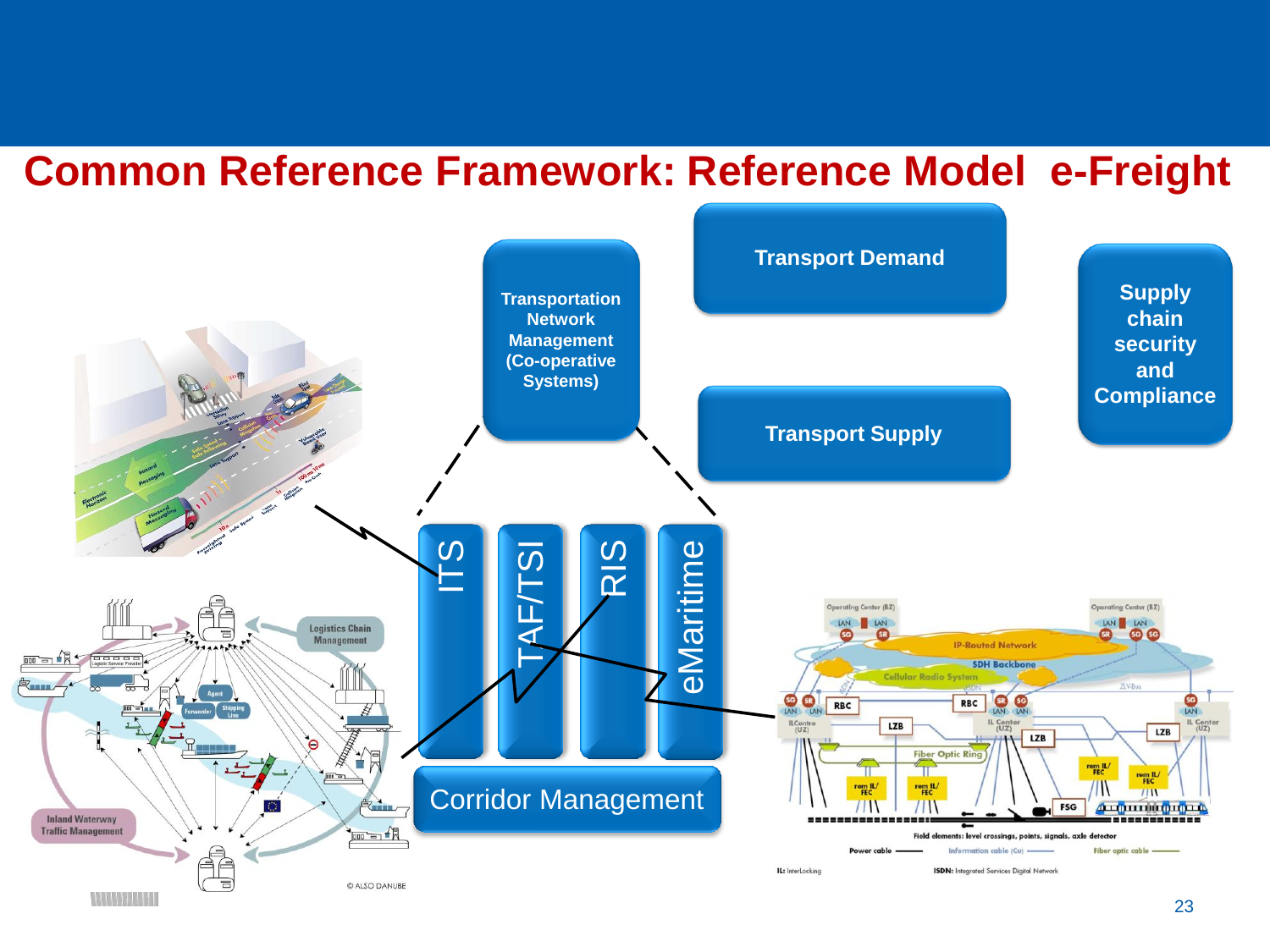# Common Reference Framework: Reference Model e-Freight

Transportation Network Management (Co-operative Systems)

Transport Demand

Transport Supply

Supply chain security and Compliance

ITS

TAF/TSI

RIS

eMaritime

Corridor Management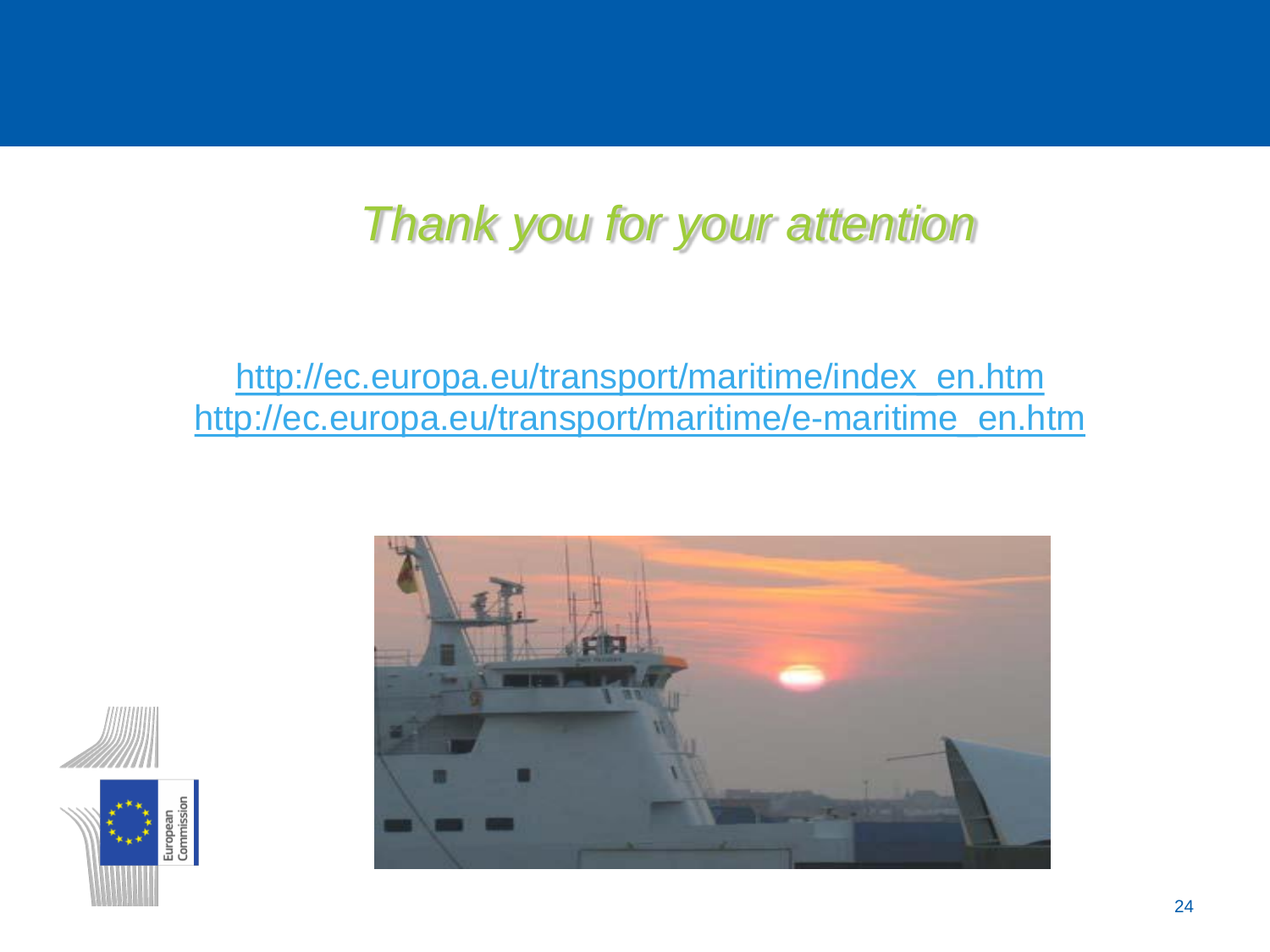*Thank you for your attention*

http://ec.europa.eu/transport/maritime/index_en.htm
http://ec.europa.eu/transport/maritime/e-maritime_en.htm